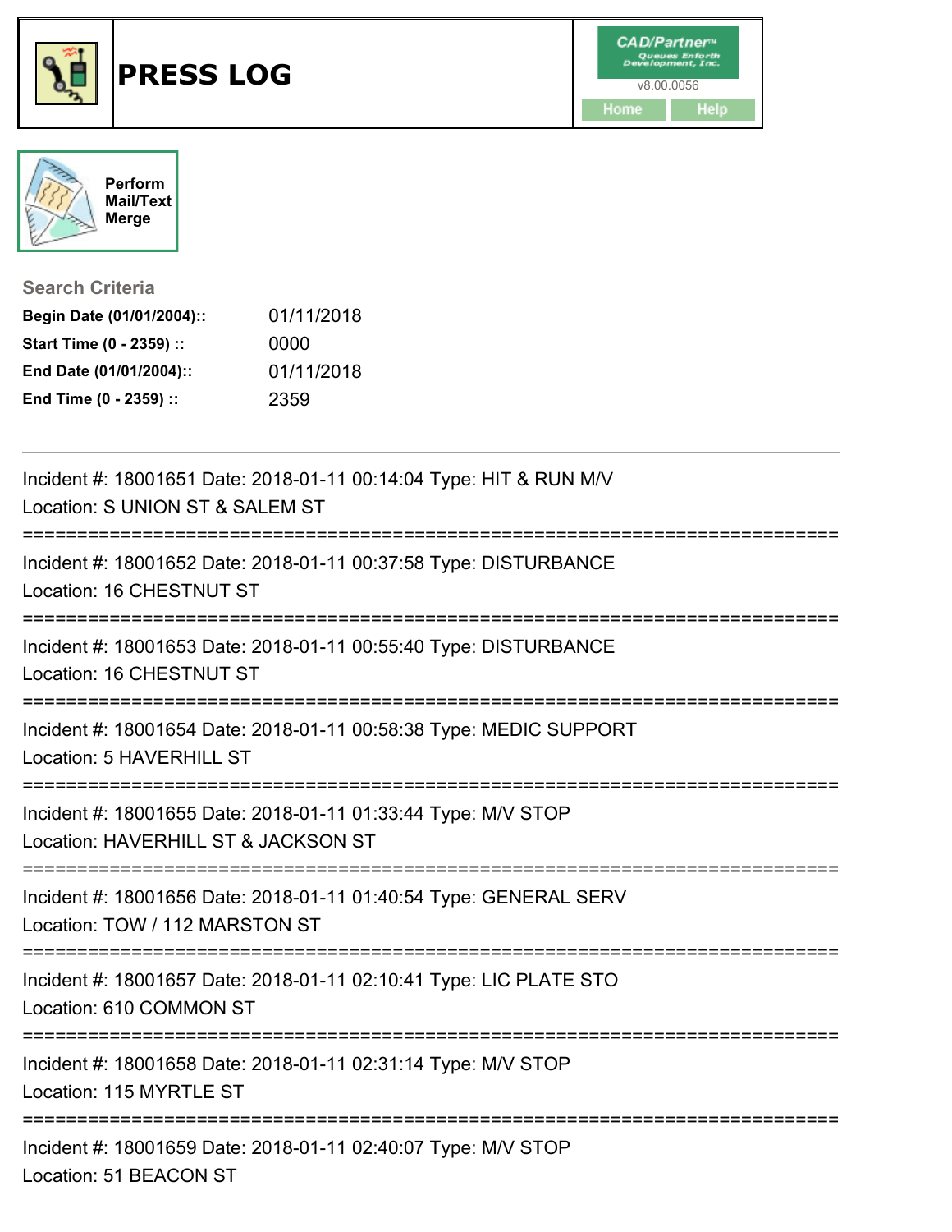# PRESS LOG

CAD/Partner™ Queues Enforth Development, Inc.
v8.00.0056

Home | Help

Perform Mail/Text Merge

### Search Criteria

**Begin Date (01/01/2004)::** 01/11/2018
**Start Time (0 - 2359) ::** 0000
**End Date (01/01/2004)::** 01/11/2018
**End Time (0 - 2359) ::** 2359

---

Incident #: 18001651 Date: 2018-01-11 00:14:04 Type: HIT & RUN M/V
Location: S UNION ST & SALEM ST

===========================================================================

Incident #: 18001652 Date: 2018-01-11 00:37:58 Type: DISTURBANCE
Location: 16 CHESTNUT ST

===========================================================================

Incident #: 18001653 Date: 2018-01-11 00:55:40 Type: DISTURBANCE
Location: 16 CHESTNUT ST

===========================================================================

Incident #: 18001654 Date: 2018-01-11 00:58:38 Type: MEDIC SUPPORT
Location: 5 HAVERHILL ST

===========================================================================

Incident #: 18001655 Date: 2018-01-11 01:33:44 Type: M/V STOP
Location: HAVERHILL ST & JACKSON ST

===========================================================================

Incident #: 18001656 Date: 2018-01-11 01:40:54 Type: GENERAL SERV
Location: TOW / 112 MARSTON ST

===========================================================================

Incident #: 18001657 Date: 2018-01-11 02:10:41 Type: LIC PLATE STO
Location: 610 COMMON ST

===========================================================================

Incident #: 18001658 Date: 2018-01-11 02:31:14 Type: M/V STOP
Location: 115 MYRTLE ST

===========================================================================

Incident #: 18001659 Date: 2018-01-11 02:40:07 Type: M/V STOP
Location: 51 BEACON ST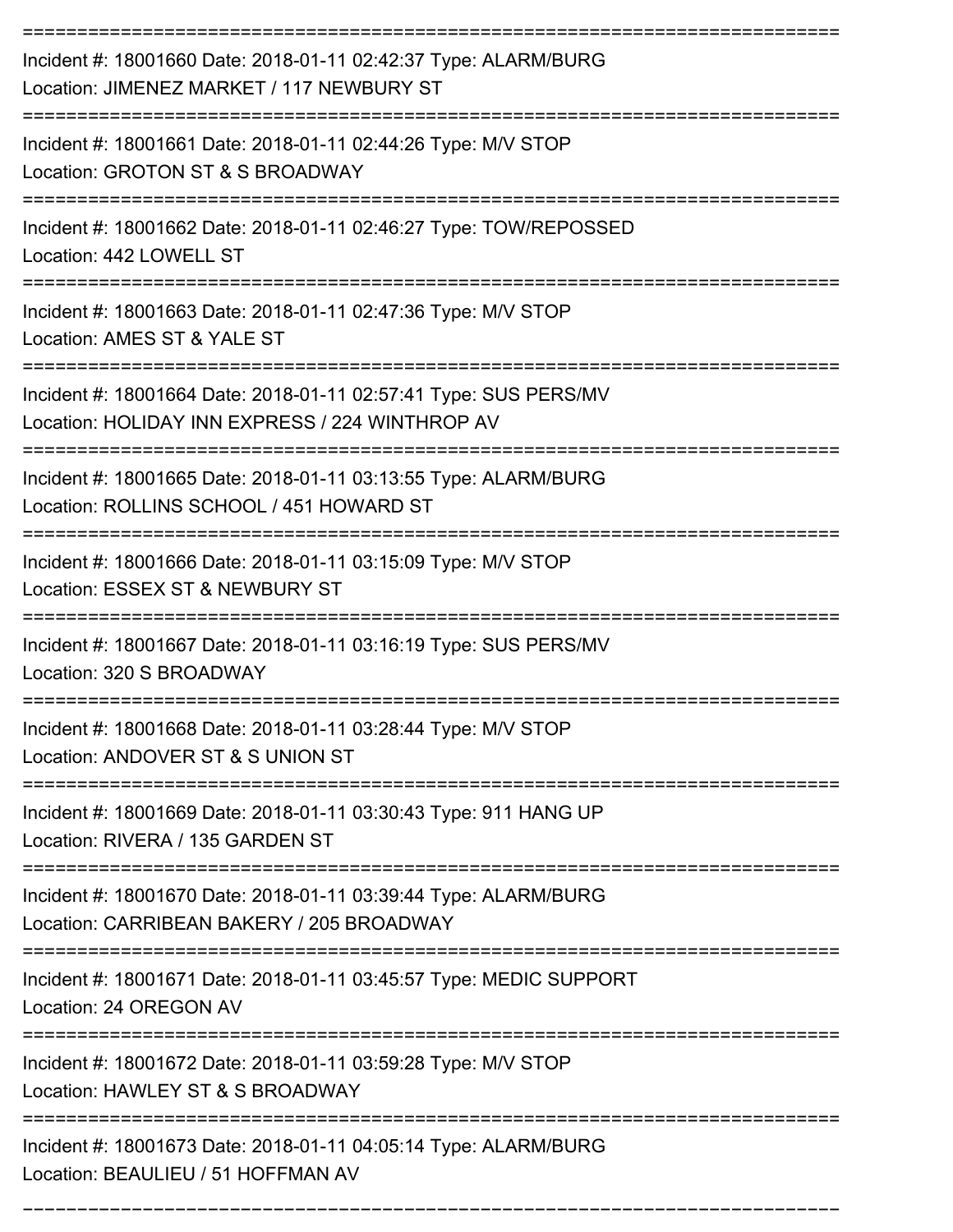===========================================================================
Incident #: 18001660 Date: 2018-01-11 02:42:37 Type: ALARM/BURG
Location: JIMENEZ MARKET / 117 NEWBURY ST
===========================================================================
Incident #: 18001661 Date: 2018-01-11 02:44:26 Type: M/V STOP
Location: GROTON ST & S BROADWAY
===========================================================================
Incident #: 18001662 Date: 2018-01-11 02:46:27 Type: TOW/REPOSSED
Location: 442 LOWELL ST
===========================================================================
Incident #: 18001663 Date: 2018-01-11 02:47:36 Type: M/V STOP
Location: AMES ST & YALE ST
===========================================================================
Incident #: 18001664 Date: 2018-01-11 02:57:41 Type: SUS PERS/MV
Location: HOLIDAY INN EXPRESS / 224 WINTHROP AV
===========================================================================
Incident #: 18001665 Date: 2018-01-11 03:13:55 Type: ALARM/BURG
Location: ROLLINS SCHOOL / 451 HOWARD ST
===========================================================================
Incident #: 18001666 Date: 2018-01-11 03:15:09 Type: M/V STOP
Location: ESSEX ST & NEWBURY ST
===========================================================================
Incident #: 18001667 Date: 2018-01-11 03:16:19 Type: SUS PERS/MV
Location: 320 S BROADWAY
===========================================================================
Incident #: 18001668 Date: 2018-01-11 03:28:44 Type: M/V STOP
Location: ANDOVER ST & S UNION ST
===========================================================================
Incident #: 18001669 Date: 2018-01-11 03:30:43 Type: 911 HANG UP
Location: RIVERA / 135 GARDEN ST
===========================================================================
Incident #: 18001670 Date: 2018-01-11 03:39:44 Type: ALARM/BURG
Location: CARRIBEAN BAKERY / 205 BROADWAY
===========================================================================
Incident #: 18001671 Date: 2018-01-11 03:45:57 Type: MEDIC SUPPORT
Location: 24 OREGON AV
===========================================================================
Incident #: 18001672 Date: 2018-01-11 03:59:28 Type: M/V STOP
Location: HAWLEY ST & S BROADWAY
===========================================================================
Incident #: 18001673 Date: 2018-01-11 04:05:14 Type: ALARM/BURG
Location: BEAULIEU / 51 HOFFMAN AV
===========================================================================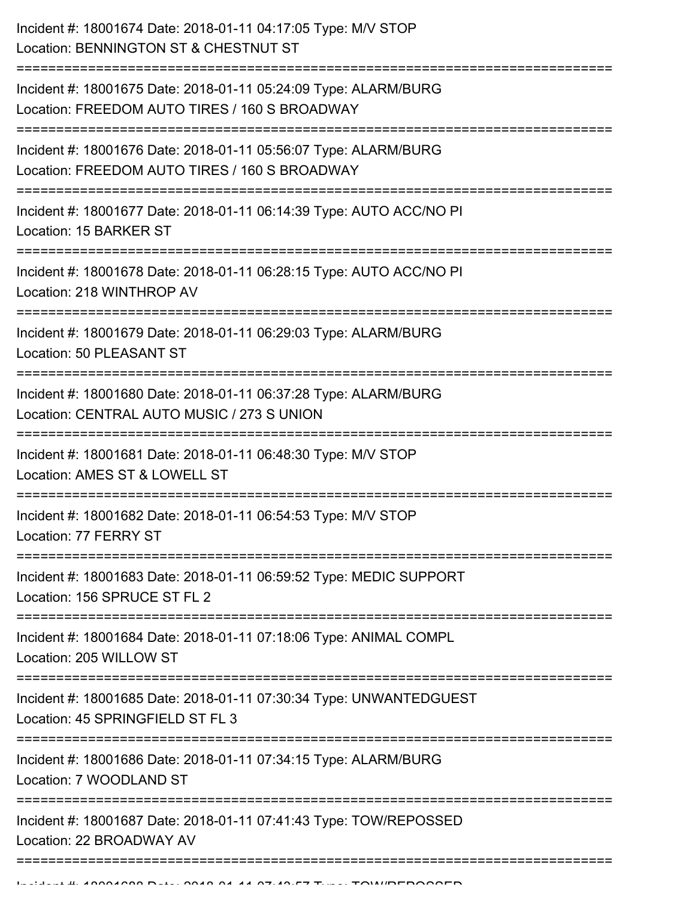Incident #: 18001674 Date: 2018-01-11 04:17:05 Type: M/V STOP
Location: BENNINGTON ST & CHESTNUT ST

===========================================================================

Incident #: 18001675 Date: 2018-01-11 05:24:09 Type: ALARM/BURG
Location: FREEDOM AUTO TIRES / 160 S BROADWAY

===========================================================================

Incident #: 18001676 Date: 2018-01-11 05:56:07 Type: ALARM/BURG
Location: FREEDOM AUTO TIRES / 160 S BROADWAY

===========================================================================

Incident #: 18001677 Date: 2018-01-11 06:14:39 Type: AUTO ACC/NO PI
Location: 15 BARKER ST

===========================================================================

Incident #: 18001678 Date: 2018-01-11 06:28:15 Type: AUTO ACC/NO PI
Location: 218 WINTHROP AV

===========================================================================

Incident #: 18001679 Date: 2018-01-11 06:29:03 Type: ALARM/BURG
Location: 50 PLEASANT ST

===========================================================================

Incident #: 18001680 Date: 2018-01-11 06:37:28 Type: ALARM/BURG
Location: CENTRAL AUTO MUSIC / 273 S UNION

===========================================================================

Incident #: 18001681 Date: 2018-01-11 06:48:30 Type: M/V STOP
Location: AMES ST & LOWELL ST

===========================================================================

Incident #: 18001682 Date: 2018-01-11 06:54:53 Type: M/V STOP
Location: 77 FERRY ST

===========================================================================

Incident #: 18001683 Date: 2018-01-11 06:59:52 Type: MEDIC SUPPORT
Location: 156 SPRUCE ST FL 2

===========================================================================

Incident #: 18001684 Date: 2018-01-11 07:18:06 Type: ANIMAL COMPL
Location: 205 WILLOW ST

===========================================================================

Incident #: 18001685 Date: 2018-01-11 07:30:34 Type: UNWANTEDGUEST
Location: 45 SPRINGFIELD ST FL 3

===========================================================================

Incident #: 18001686 Date: 2018-01-11 07:34:15 Type: ALARM/BURG
Location: 7 WOODLAND ST

===========================================================================

Incident #: 18001687 Date: 2018-01-11 07:41:43 Type: TOW/REPOSSED
Location: 22 BROADWAY AV

===========================================================================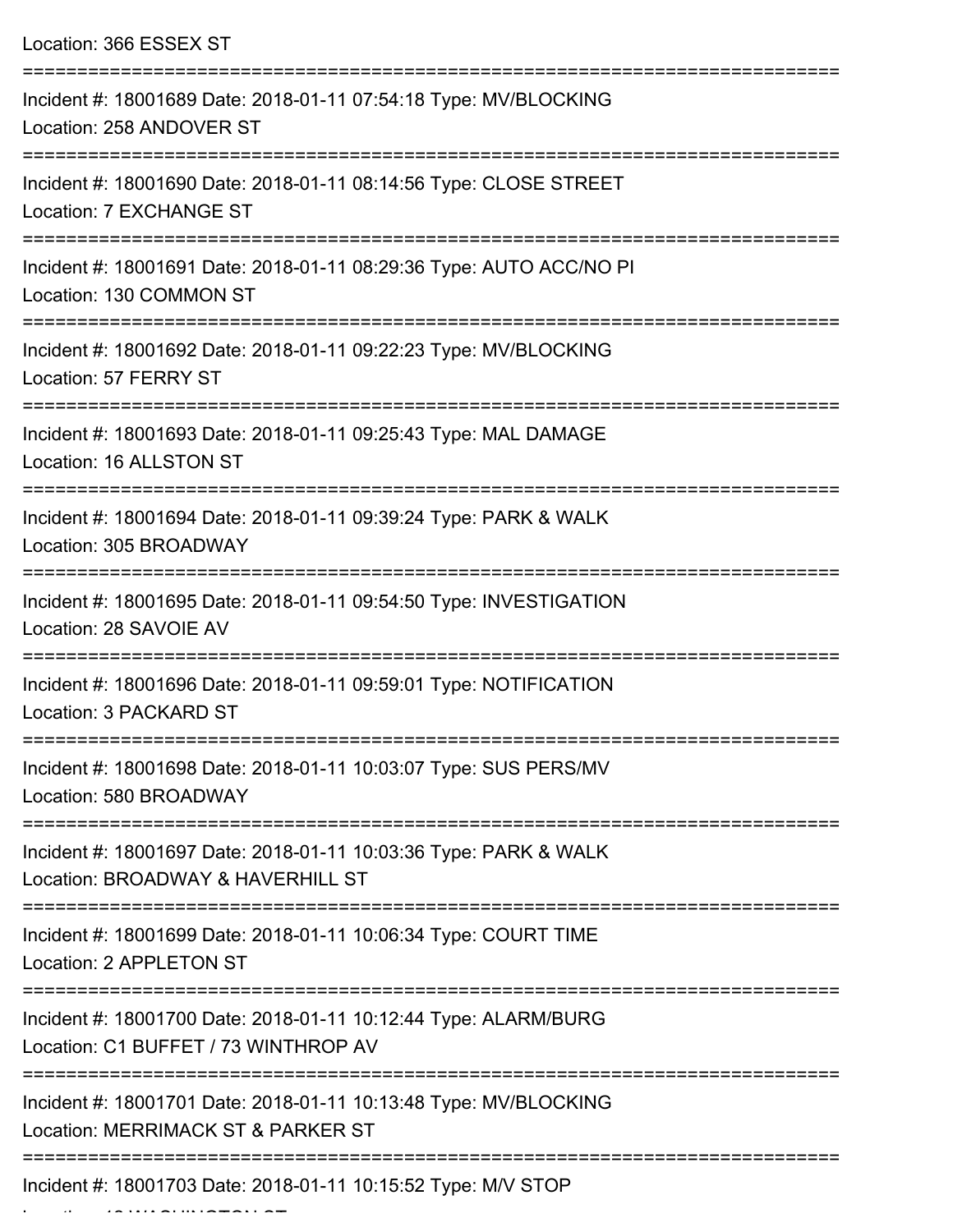Location: 366 ESSEX ST

===========================================================================

Incident #: 18001689 Date: 2018-01-11 07:54:18 Type: MV/BLOCKING
Location: 258 ANDOVER ST

===========================================================================

Incident #: 18001690 Date: 2018-01-11 08:14:56 Type: CLOSE STREET
Location: 7 EXCHANGE ST

===========================================================================

Incident #: 18001691 Date: 2018-01-11 08:29:36 Type: AUTO ACC/NO PI
Location: 130 COMMON ST

===========================================================================

Incident #: 18001692 Date: 2018-01-11 09:22:23 Type: MV/BLOCKING
Location: 57 FERRY ST

===========================================================================

Incident #: 18001693 Date: 2018-01-11 09:25:43 Type: MAL DAMAGE
Location: 16 ALLSTON ST

===========================================================================

Incident #: 18001694 Date: 2018-01-11 09:39:24 Type: PARK & WALK
Location: 305 BROADWAY

===========================================================================

Incident #: 18001695 Date: 2018-01-11 09:54:50 Type: INVESTIGATION
Location: 28 SAVOIE AV

===========================================================================

Incident #: 18001696 Date: 2018-01-11 09:59:01 Type: NOTIFICATION
Location: 3 PACKARD ST

===========================================================================

Incident #: 18001698 Date: 2018-01-11 10:03:07 Type: SUS PERS/MV
Location: 580 BROADWAY

===========================================================================

Incident #: 18001697 Date: 2018-01-11 10:03:36 Type: PARK & WALK
Location: BROADWAY & HAVERHILL ST

===========================================================================

Incident #: 18001699 Date: 2018-01-11 10:06:34 Type: COURT TIME
Location: 2 APPLETON ST

===========================================================================

Incident #: 18001700 Date: 2018-01-11 10:12:44 Type: ALARM/BURG
Location: C1 BUFFET / 73 WINTHROP AV

===========================================================================

Incident #: 18001701 Date: 2018-01-11 10:13:48 Type: MV/BLOCKING
Location: MERRIMACK ST & PARKER ST

===========================================================================

Incident #: 18001703 Date: 2018-01-11 10:15:52 Type: M/V STOP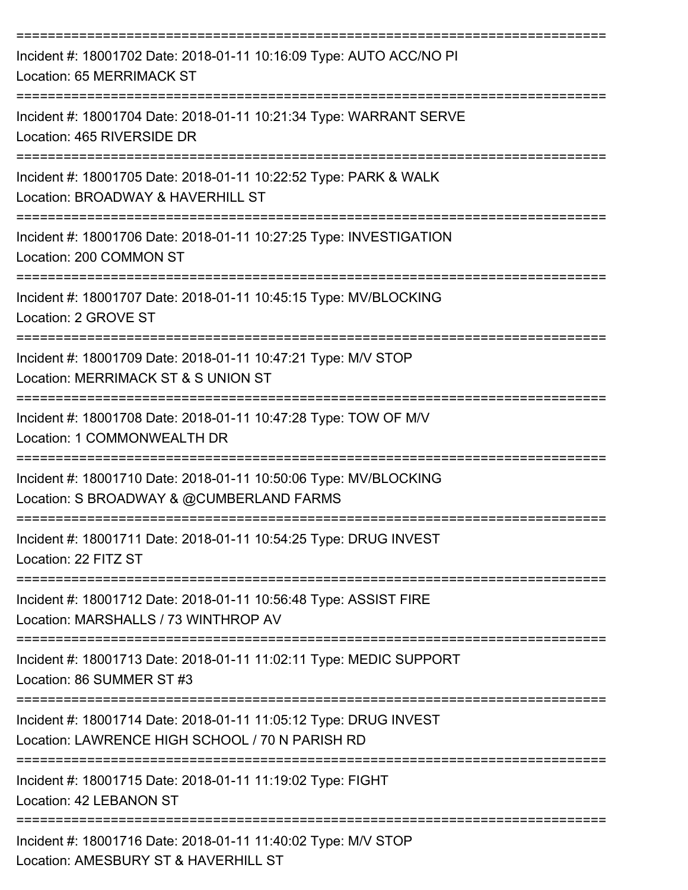===========================================================================
Incident #: 18001702 Date: 2018-01-11 10:16:09 Type: AUTO ACC/NO PI
Location: 65 MERRIMACK ST
===========================================================================
Incident #: 18001704 Date: 2018-01-11 10:21:34 Type: WARRANT SERVE
Location: 465 RIVERSIDE DR
===========================================================================
Incident #: 18001705 Date: 2018-01-11 10:22:52 Type: PARK & WALK
Location: BROADWAY & HAVERHILL ST
===========================================================================
Incident #: 18001706 Date: 2018-01-11 10:27:25 Type: INVESTIGATION
Location: 200 COMMON ST
===========================================================================
Incident #: 18001707 Date: 2018-01-11 10:45:15 Type: MV/BLOCKING
Location: 2 GROVE ST
===========================================================================
Incident #: 18001709 Date: 2018-01-11 10:47:21 Type: M/V STOP
Location: MERRIMACK ST & S UNION ST
===========================================================================
Incident #: 18001708 Date: 2018-01-11 10:47:28 Type: TOW OF M/V
Location: 1 COMMONWEALTH DR
===========================================================================
Incident #: 18001710 Date: 2018-01-11 10:50:06 Type: MV/BLOCKING
Location: S BROADWAY & @CUMBERLAND FARMS
===========================================================================
Incident #: 18001711 Date: 2018-01-11 10:54:25 Type: DRUG INVEST
Location: 22 FITZ ST
===========================================================================
Incident #: 18001712 Date: 2018-01-11 10:56:48 Type: ASSIST FIRE
Location: MARSHALLS / 73 WINTHROP AV
===========================================================================
Incident #: 18001713 Date: 2018-01-11 11:02:11 Type: MEDIC SUPPORT
Location: 86 SUMMER ST #3
===========================================================================
Incident #: 18001714 Date: 2018-01-11 11:05:12 Type: DRUG INVEST
Location: LAWRENCE HIGH SCHOOL / 70 N PARISH RD
===========================================================================
Incident #: 18001715 Date: 2018-01-11 11:19:02 Type: FIGHT
Location: 42 LEBANON ST
===========================================================================
Incident #: 18001716 Date: 2018-01-11 11:40:02 Type: M/V STOP
Location: AMESBURY ST & HAVERHILL ST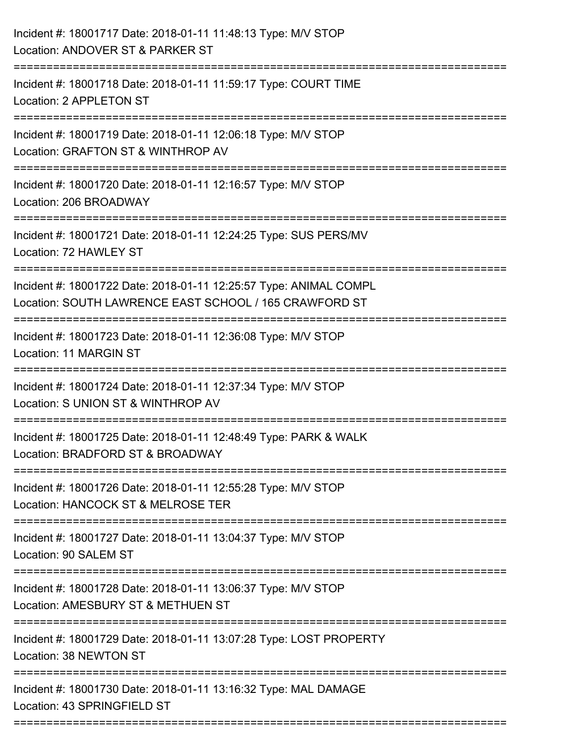Incident #: 18001717 Date: 2018-01-11 11:48:13 Type: M/V STOP
Location: ANDOVER ST & PARKER ST

===========================================================================

Incident #: 18001718 Date: 2018-01-11 11:59:17 Type: COURT TIME
Location: 2 APPLETON ST

===========================================================================

Incident #: 18001719 Date: 2018-01-11 12:06:18 Type: M/V STOP
Location: GRAFTON ST & WINTHROP AV

===========================================================================

Incident #: 18001720 Date: 2018-01-11 12:16:57 Type: M/V STOP
Location: 206 BROADWAY

===========================================================================

Incident #: 18001721 Date: 2018-01-11 12:24:25 Type: SUS PERS/MV
Location: 72 HAWLEY ST

===========================================================================

Incident #: 18001722 Date: 2018-01-11 12:25:57 Type: ANIMAL COMPL
Location: SOUTH LAWRENCE EAST SCHOOL / 165 CRAWFORD ST

===========================================================================

Incident #: 18001723 Date: 2018-01-11 12:36:08 Type: M/V STOP
Location: 11 MARGIN ST

===========================================================================

Incident #: 18001724 Date: 2018-01-11 12:37:34 Type: M/V STOP
Location: S UNION ST & WINTHROP AV

===========================================================================

Incident #: 18001725 Date: 2018-01-11 12:48:49 Type: PARK & WALK
Location: BRADFORD ST & BROADWAY

===========================================================================

Incident #: 18001726 Date: 2018-01-11 12:55:28 Type: M/V STOP
Location: HANCOCK ST & MELROSE TER

===========================================================================

Incident #: 18001727 Date: 2018-01-11 13:04:37 Type: M/V STOP
Location: 90 SALEM ST

===========================================================================

Incident #: 18001728 Date: 2018-01-11 13:06:37 Type: M/V STOP
Location: AMESBURY ST & METHUEN ST

===========================================================================

Incident #: 18001729 Date: 2018-01-11 13:07:28 Type: LOST PROPERTY
Location: 38 NEWTON ST

===========================================================================

Incident #: 18001730 Date: 2018-01-11 13:16:32 Type: MAL DAMAGE
Location: 43 SPRINGFIELD ST

===========================================================================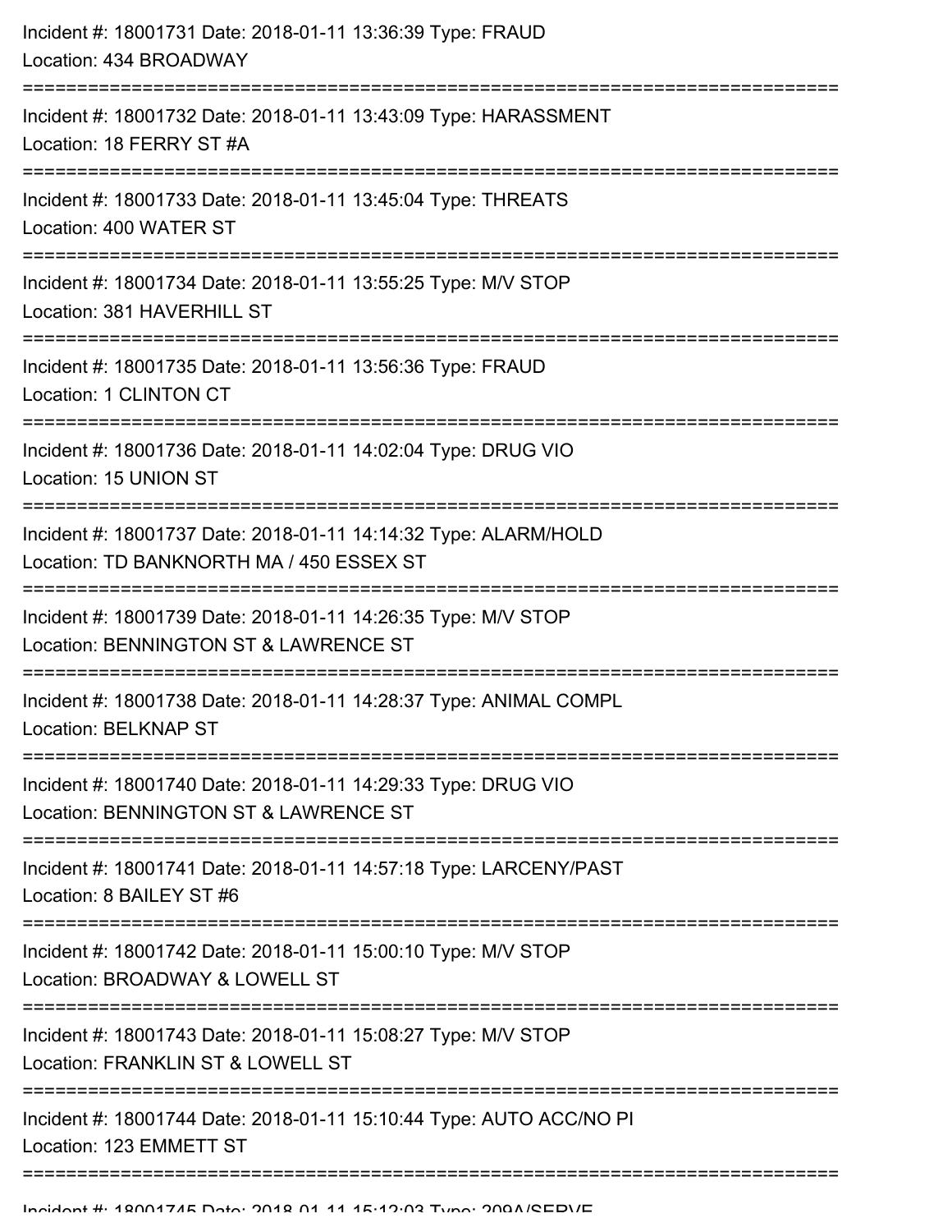Incident #: 18001731 Date: 2018-01-11 13:36:39 Type: FRAUD
Location: 434 BROADWAY

===========================================================================

Incident #: 18001732 Date: 2018-01-11 13:43:09 Type: HARASSMENT
Location: 18 FERRY ST #A

===========================================================================

Incident #: 18001733 Date: 2018-01-11 13:45:04 Type: THREATS
Location: 400 WATER ST

===========================================================================

Incident #: 18001734 Date: 2018-01-11 13:55:25 Type: M/V STOP
Location: 381 HAVERHILL ST

===========================================================================

Incident #: 18001735 Date: 2018-01-11 13:56:36 Type: FRAUD
Location: 1 CLINTON CT

===========================================================================

Incident #: 18001736 Date: 2018-01-11 14:02:04 Type: DRUG VIO
Location: 15 UNION ST

===========================================================================

Incident #: 18001737 Date: 2018-01-11 14:14:32 Type: ALARM/HOLD
Location: TD BANKNORTH MA / 450 ESSEX ST

===========================================================================

Incident #: 18001739 Date: 2018-01-11 14:26:35 Type: M/V STOP
Location: BENNINGTON ST & LAWRENCE ST

===========================================================================

Incident #: 18001738 Date: 2018-01-11 14:28:37 Type: ANIMAL COMPL
Location: BELKNAP ST

===========================================================================

Incident #: 18001740 Date: 2018-01-11 14:29:33 Type: DRUG VIO
Location: BENNINGTON ST & LAWRENCE ST

===========================================================================

Incident #: 18001741 Date: 2018-01-11 14:57:18 Type: LARCENY/PAST
Location: 8 BAILEY ST #6

===========================================================================

Incident #: 18001742 Date: 2018-01-11 15:00:10 Type: M/V STOP
Location: BROADWAY & LOWELL ST

===========================================================================

Incident #: 18001743 Date: 2018-01-11 15:08:27 Type: M/V STOP
Location: FRANKLIN ST & LOWELL ST

===========================================================================

Incident #: 18001744 Date: 2018-01-11 15:10:44 Type: AUTO ACC/NO PI
Location: 123 EMMETT ST

===========================================================================

Incident #: 18001745 Date: 2018-01-11 15:12:03 Type: 209A/SERVE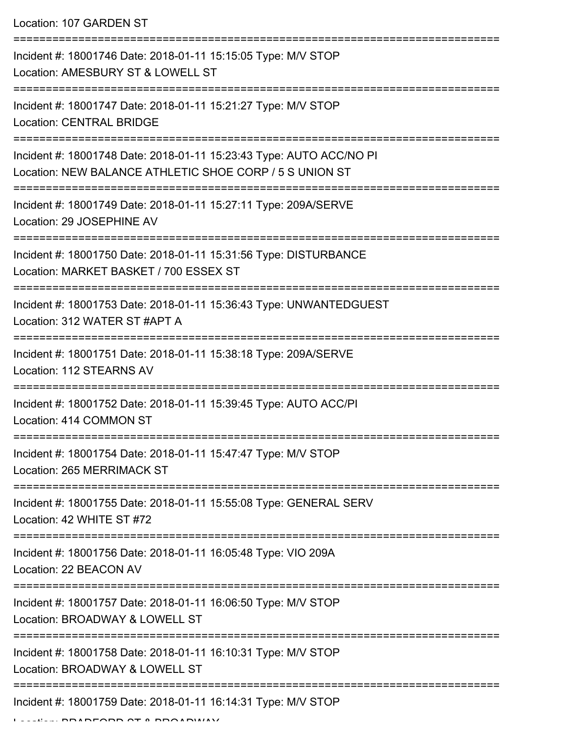Location: 107 GARDEN ST

===========================================================================

Incident #: 18001746 Date: 2018-01-11 15:15:05 Type: M/V STOP
Location: AMESBURY ST & LOWELL ST

===========================================================================

Incident #: 18001747 Date: 2018-01-11 15:21:27 Type: M/V STOP
Location: CENTRAL BRIDGE

===========================================================================

Incident #: 18001748 Date: 2018-01-11 15:23:43 Type: AUTO ACC/NO PI
Location: NEW BALANCE ATHLETIC SHOE CORP / 5 S UNION ST

===========================================================================

Incident #: 18001749 Date: 2018-01-11 15:27:11 Type: 209A/SERVE
Location: 29 JOSEPHINE AV

===========================================================================

Incident #: 18001750 Date: 2018-01-11 15:31:56 Type: DISTURBANCE
Location: MARKET BASKET / 700 ESSEX ST

===========================================================================

Incident #: 18001753 Date: 2018-01-11 15:36:43 Type: UNWANTEDGUEST
Location: 312 WATER ST #APT A

===========================================================================

Incident #: 18001751 Date: 2018-01-11 15:38:18 Type: 209A/SERVE
Location: 112 STEARNS AV

===========================================================================

Incident #: 18001752 Date: 2018-01-11 15:39:45 Type: AUTO ACC/PI
Location: 414 COMMON ST

===========================================================================

Incident #: 18001754 Date: 2018-01-11 15:47:47 Type: M/V STOP
Location: 265 MERRIMACK ST

===========================================================================

Incident #: 18001755 Date: 2018-01-11 15:55:08 Type: GENERAL SERV
Location: 42 WHITE ST #72

===========================================================================

Incident #: 18001756 Date: 2018-01-11 16:05:48 Type: VIO 209A
Location: 22 BEACON AV

===========================================================================

Incident #: 18001757 Date: 2018-01-11 16:06:50 Type: M/V STOP
Location: BROADWAY & LOWELL ST

===========================================================================

Incident #: 18001758 Date: 2018-01-11 16:10:31 Type: M/V STOP
Location: BROADWAY & LOWELL ST

===========================================================================

Incident #: 18001759 Date: 2018-01-11 16:14:31 Type: M/V STOP
Location: BRADFORD ST & BROADWAY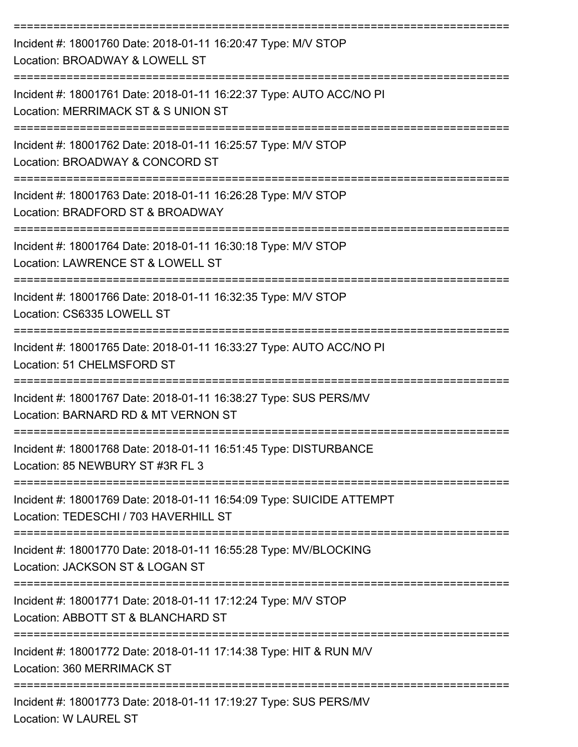===========================================================================

Incident #: 18001760 Date: 2018-01-11 16:20:47 Type: M/V STOP
Location: BROADWAY & LOWELL ST

===========================================================================

Incident #: 18001761 Date: 2018-01-11 16:22:37 Type: AUTO ACC/NO PI
Location: MERRIMACK ST & S UNION ST

===========================================================================

Incident #: 18001762 Date: 2018-01-11 16:25:57 Type: M/V STOP
Location: BROADWAY & CONCORD ST

===========================================================================

Incident #: 18001763 Date: 2018-01-11 16:26:28 Type: M/V STOP
Location: BRADFORD ST & BROADWAY

===========================================================================

Incident #: 18001764 Date: 2018-01-11 16:30:18 Type: M/V STOP
Location: LAWRENCE ST & LOWELL ST

===========================================================================

Incident #: 18001766 Date: 2018-01-11 16:32:35 Type: M/V STOP
Location: CS6335 LOWELL ST

===========================================================================

Incident #: 18001765 Date: 2018-01-11 16:33:27 Type: AUTO ACC/NO PI
Location: 51 CHELMSFORD ST

===========================================================================

Incident #: 18001767 Date: 2018-01-11 16:38:27 Type: SUS PERS/MV
Location: BARNARD RD & MT VERNON ST

===========================================================================

Incident #: 18001768 Date: 2018-01-11 16:51:45 Type: DISTURBANCE
Location: 85 NEWBURY ST #3R FL 3

===========================================================================

Incident #: 18001769 Date: 2018-01-11 16:54:09 Type: SUICIDE ATTEMPT
Location: TEDESCHI / 703 HAVERHILL ST

===========================================================================

Incident #: 18001770 Date: 2018-01-11 16:55:28 Type: MV/BLOCKING
Location: JACKSON ST & LOGAN ST

===========================================================================

Incident #: 18001771 Date: 2018-01-11 17:12:24 Type: M/V STOP
Location: ABBOTT ST & BLANCHARD ST

===========================================================================

Incident #: 18001772 Date: 2018-01-11 17:14:38 Type: HIT & RUN M/V
Location: 360 MERRIMACK ST

===========================================================================

Incident #: 18001773 Date: 2018-01-11 17:19:27 Type: SUS PERS/MV
Location: W LAUREL ST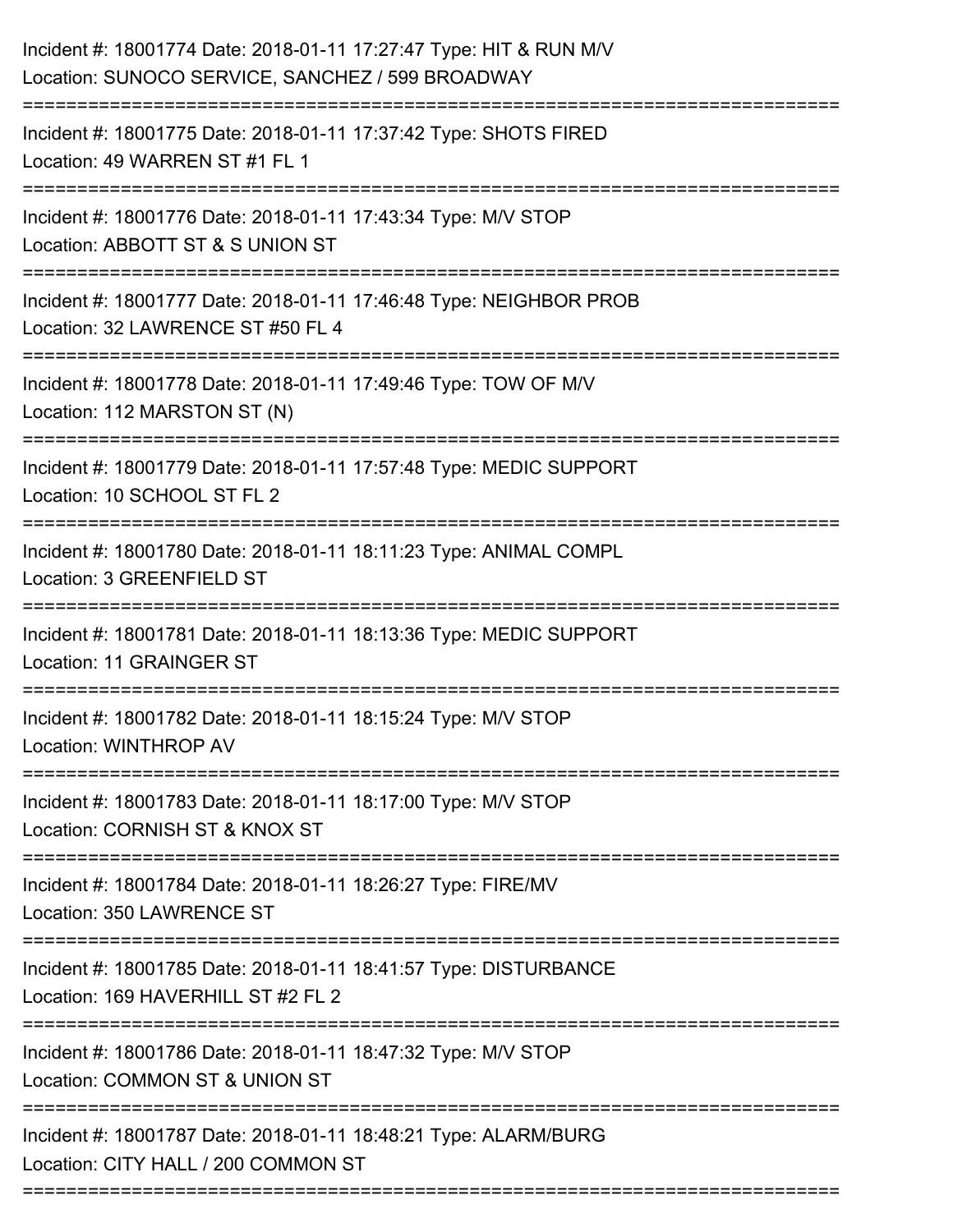Incident #: 18001774 Date: 2018-01-11 17:27:47 Type: HIT & RUN M/V
Location: SUNOCO SERVICE, SANCHEZ / 599 BROADWAY

===========================================================================

Incident #: 18001775 Date: 2018-01-11 17:37:42 Type: SHOTS FIRED
Location: 49 WARREN ST #1 FL 1

===========================================================================

Incident #: 18001776 Date: 2018-01-11 17:43:34 Type: M/V STOP
Location: ABBOTT ST & S UNION ST

===========================================================================

Incident #: 18001777 Date: 2018-01-11 17:46:48 Type: NEIGHBOR PROB
Location: 32 LAWRENCE ST #50 FL 4

===========================================================================

Incident #: 18001778 Date: 2018-01-11 17:49:46 Type: TOW OF M/V
Location: 112 MARSTON ST (N)

===========================================================================

Incident #: 18001779 Date: 2018-01-11 17:57:48 Type: MEDIC SUPPORT
Location: 10 SCHOOL ST FL 2

===========================================================================

Incident #: 18001780 Date: 2018-01-11 18:11:23 Type: ANIMAL COMPL
Location: 3 GREENFIELD ST

===========================================================================

Incident #: 18001781 Date: 2018-01-11 18:13:36 Type: MEDIC SUPPORT
Location: 11 GRAINGER ST

===========================================================================

Incident #: 18001782 Date: 2018-01-11 18:15:24 Type: M/V STOP
Location: WINTHROP AV

===========================================================================

Incident #: 18001783 Date: 2018-01-11 18:17:00 Type: M/V STOP
Location: CORNISH ST & KNOX ST

===========================================================================

Incident #: 18001784 Date: 2018-01-11 18:26:27 Type: FIRE/MV
Location: 350 LAWRENCE ST

===========================================================================

Incident #: 18001785 Date: 2018-01-11 18:41:57 Type: DISTURBANCE
Location: 169 HAVERHILL ST #2 FL 2

===========================================================================

Incident #: 18001786 Date: 2018-01-11 18:47:32 Type: M/V STOP
Location: COMMON ST & UNION ST

===========================================================================

Incident #: 18001787 Date: 2018-01-11 18:48:21 Type: ALARM/BURG
Location: CITY HALL / 200 COMMON ST

===========================================================================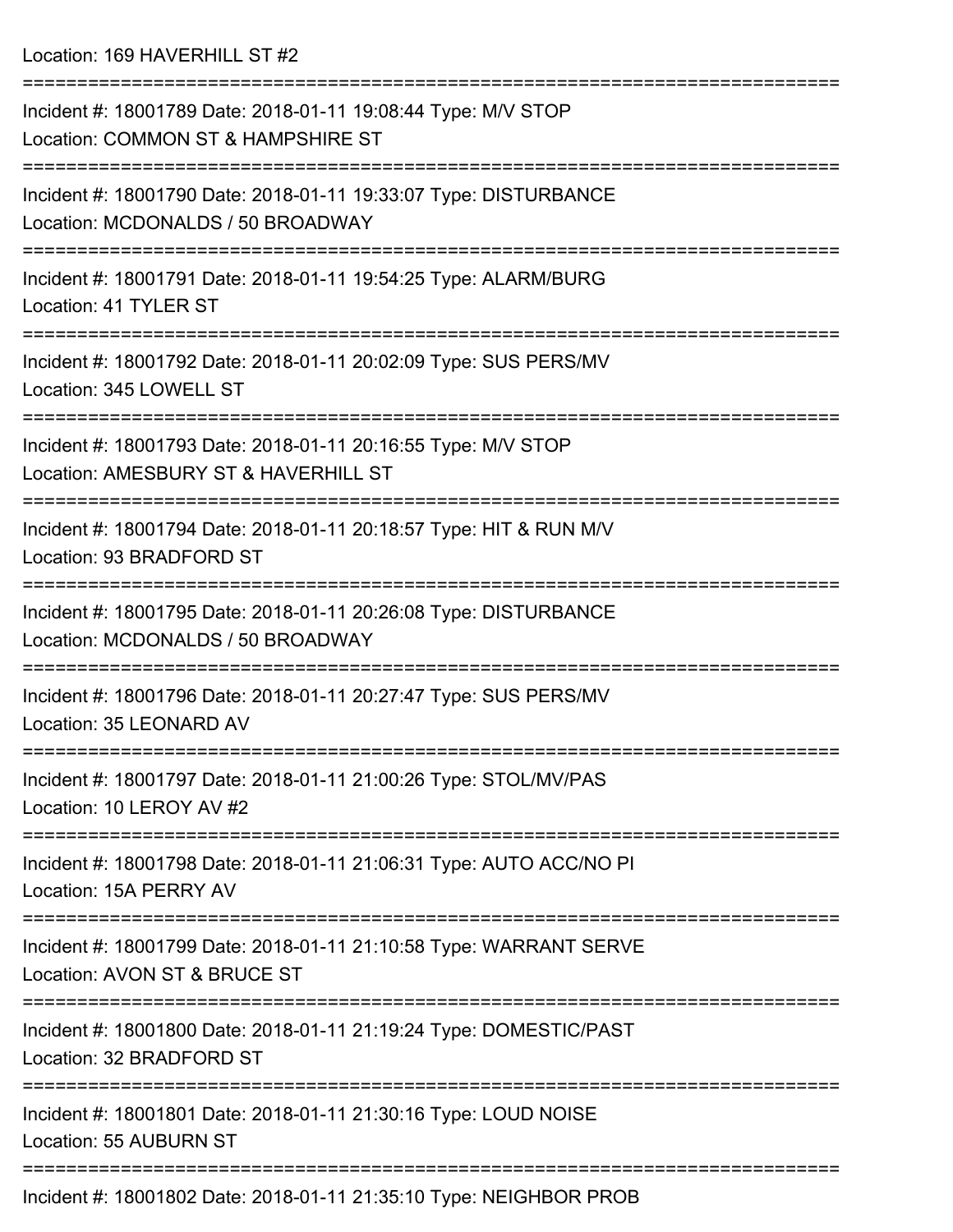Location: 169 HAVERHILL ST #2

===========================================================================

Incident #: 18001789 Date: 2018-01-11 19:08:44 Type: M/V STOP
Location: COMMON ST & HAMPSHIRE ST

===========================================================================

Incident #: 18001790 Date: 2018-01-11 19:33:07 Type: DISTURBANCE
Location: MCDONALDS / 50 BROADWAY

===========================================================================

Incident #: 18001791 Date: 2018-01-11 19:54:25 Type: ALARM/BURG
Location: 41 TYLER ST

===========================================================================

Incident #: 18001792 Date: 2018-01-11 20:02:09 Type: SUS PERS/MV
Location: 345 LOWELL ST

===========================================================================

Incident #: 18001793 Date: 2018-01-11 20:16:55 Type: M/V STOP
Location: AMESBURY ST & HAVERHILL ST

===========================================================================

Incident #: 18001794 Date: 2018-01-11 20:18:57 Type: HIT & RUN M/V
Location: 93 BRADFORD ST

===========================================================================

Incident #: 18001795 Date: 2018-01-11 20:26:08 Type: DISTURBANCE
Location: MCDONALDS / 50 BROADWAY

===========================================================================

Incident #: 18001796 Date: 2018-01-11 20:27:47 Type: SUS PERS/MV
Location: 35 LEONARD AV

===========================================================================

Incident #: 18001797 Date: 2018-01-11 21:00:26 Type: STOL/MV/PAS
Location: 10 LEROY AV #2

===========================================================================

Incident #: 18001798 Date: 2018-01-11 21:06:31 Type: AUTO ACC/NO PI
Location: 15A PERRY AV

===========================================================================

Incident #: 18001799 Date: 2018-01-11 21:10:58 Type: WARRANT SERVE
Location: AVON ST & BRUCE ST

===========================================================================

Incident #: 18001800 Date: 2018-01-11 21:19:24 Type: DOMESTIC/PAST
Location: 32 BRADFORD ST

===========================================================================

Incident #: 18001801 Date: 2018-01-11 21:30:16 Type: LOUD NOISE
Location: 55 AUBURN ST

===========================================================================

Incident #: 18001802 Date: 2018-01-11 21:35:10 Type: NEIGHBOR PROB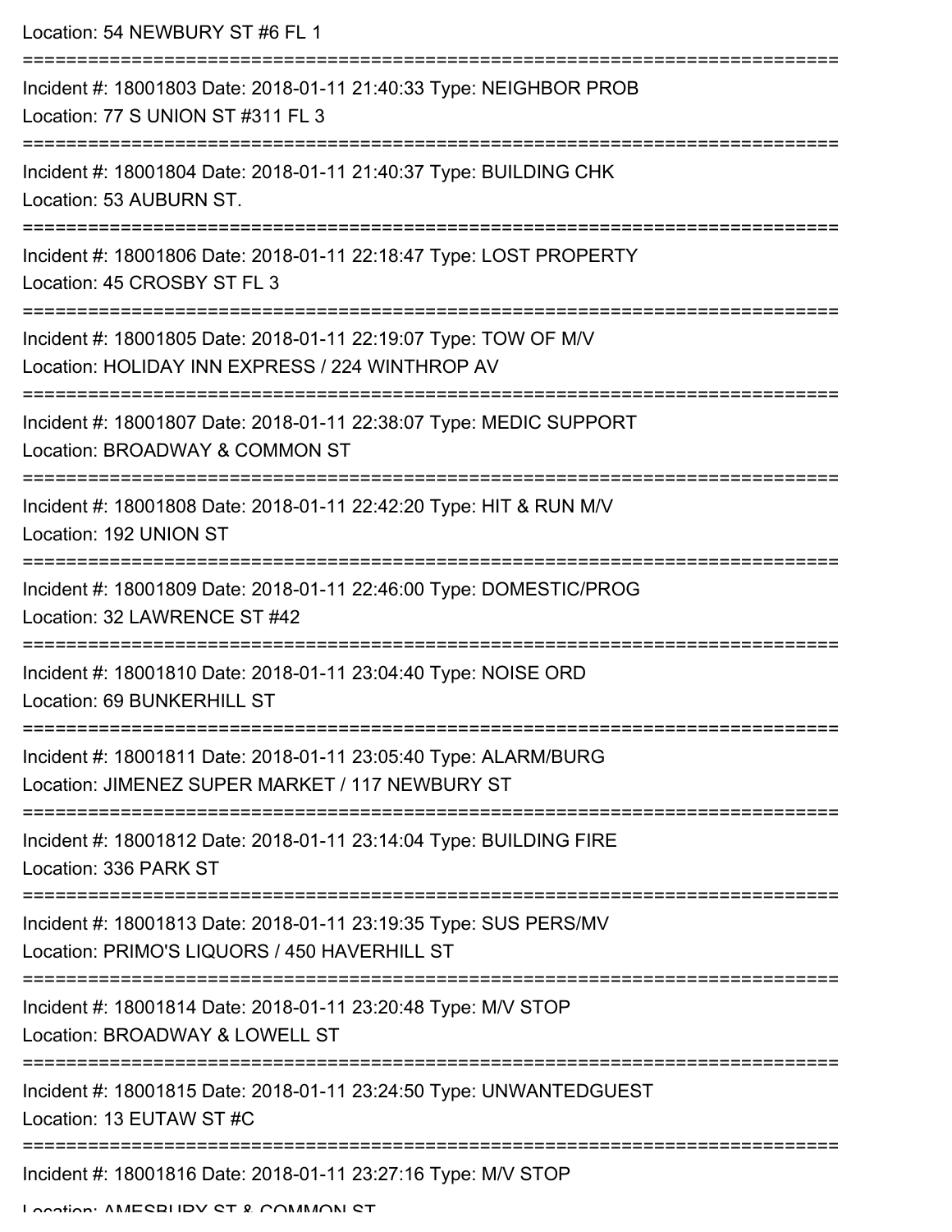Location: 54 NEWBURY ST #6 FL 1

===========================================================================

Incident #: 18001803 Date: 2018-01-11 21:40:33 Type: NEIGHBOR PROB

Location: 77 S UNION ST #311 FL 3

===========================================================================

Incident #: 18001804 Date: 2018-01-11 21:40:37 Type: BUILDING CHK

Location: 53 AUBURN ST.

===========================================================================

Incident #: 18001806 Date: 2018-01-11 22:18:47 Type: LOST PROPERTY

Location: 45 CROSBY ST FL 3

===========================================================================

Incident #: 18001805 Date: 2018-01-11 22:19:07 Type: TOW OF M/V

Location: HOLIDAY INN EXPRESS / 224 WINTHROP AV

===========================================================================

Incident #: 18001807 Date: 2018-01-11 22:38:07 Type: MEDIC SUPPORT

Location: BROADWAY & COMMON ST

===========================================================================

Incident #: 18001808 Date: 2018-01-11 22:42:20 Type: HIT & RUN M/V

Location: 192 UNION ST

===========================================================================

Incident #: 18001809 Date: 2018-01-11 22:46:00 Type: DOMESTIC/PROG

Location: 32 LAWRENCE ST #42

===========================================================================

Incident #: 18001810 Date: 2018-01-11 23:04:40 Type: NOISE ORD

Location: 69 BUNKERHILL ST

===========================================================================

Incident #: 18001811 Date: 2018-01-11 23:05:40 Type: ALARM/BURG

Location: JIMENEZ SUPER MARKET / 117 NEWBURY ST

===========================================================================

Incident #: 18001812 Date: 2018-01-11 23:14:04 Type: BUILDING FIRE

Location: 336 PARK ST

===========================================================================

Incident #: 18001813 Date: 2018-01-11 23:19:35 Type: SUS PERS/MV

Location: PRIMO'S LIQUORS / 450 HAVERHILL ST

===========================================================================

Incident #: 18001814 Date: 2018-01-11 23:20:48 Type: M/V STOP

Location: BROADWAY & LOWELL ST

===========================================================================

Incident #: 18001815 Date: 2018-01-11 23:24:50 Type: UNWANTEDGUEST

Location: 13 EUTAW ST #C

===========================================================================

Incident #: 18001816 Date: 2018-01-11 23:27:16 Type: M/V STOP

Location: AMESBURY ST & COMMON ST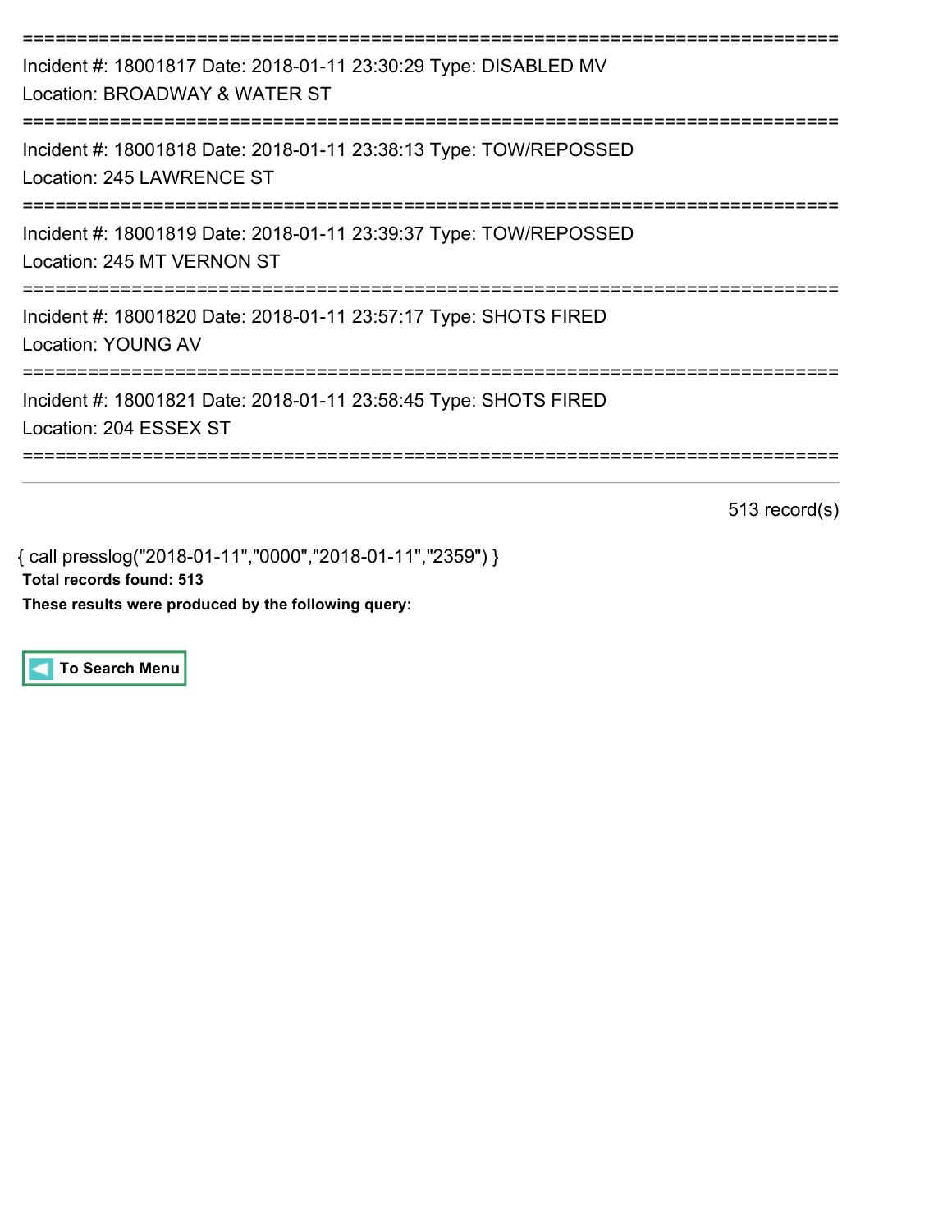===========================================================================

Incident #: 18001817 Date: 2018-01-11 23:30:29 Type: DISABLED MV

Location: BROADWAY & WATER ST

===========================================================================

Incident #: 18001818 Date: 2018-01-11 23:38:13 Type: TOW/REPOSSED

Location: 245 LAWRENCE ST

===========================================================================

Incident #: 18001819 Date: 2018-01-11 23:39:37 Type: TOW/REPOSSED

Location: 245 MT VERNON ST

===========================================================================

Incident #: 18001820 Date: 2018-01-11 23:57:17 Type: SHOTS FIRED

Location: YOUNG AV

===========================================================================

Incident #: 18001821 Date: 2018-01-11 23:58:45 Type: SHOTS FIRED

Location: 204 ESSEX ST

===========================================================================

---

513 record(s)

{ call presslog("2018-01-11","0000","2018-01-11","2359") }

**Total records found: 513**

**These results were produced by the following query:**

**To Search Menu**